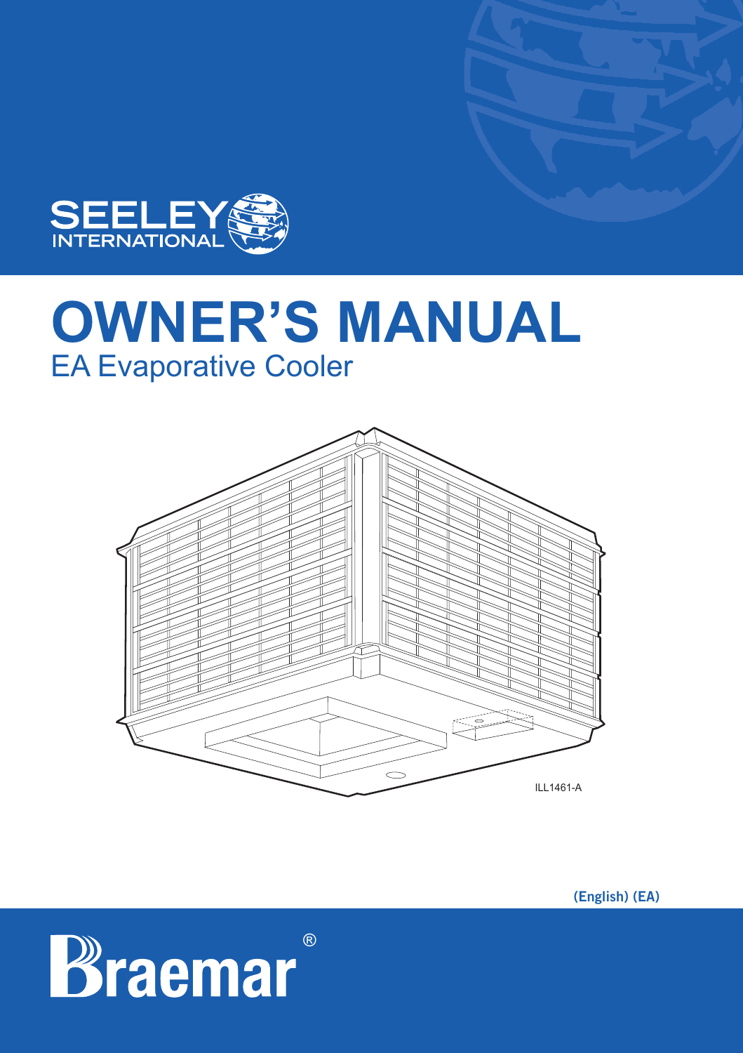SEELEY INTERNATIONAL

# OWNER'S MANUAL

## EA Evaporative Cooler

ILL1461-A

(English) (EA)

Braemar®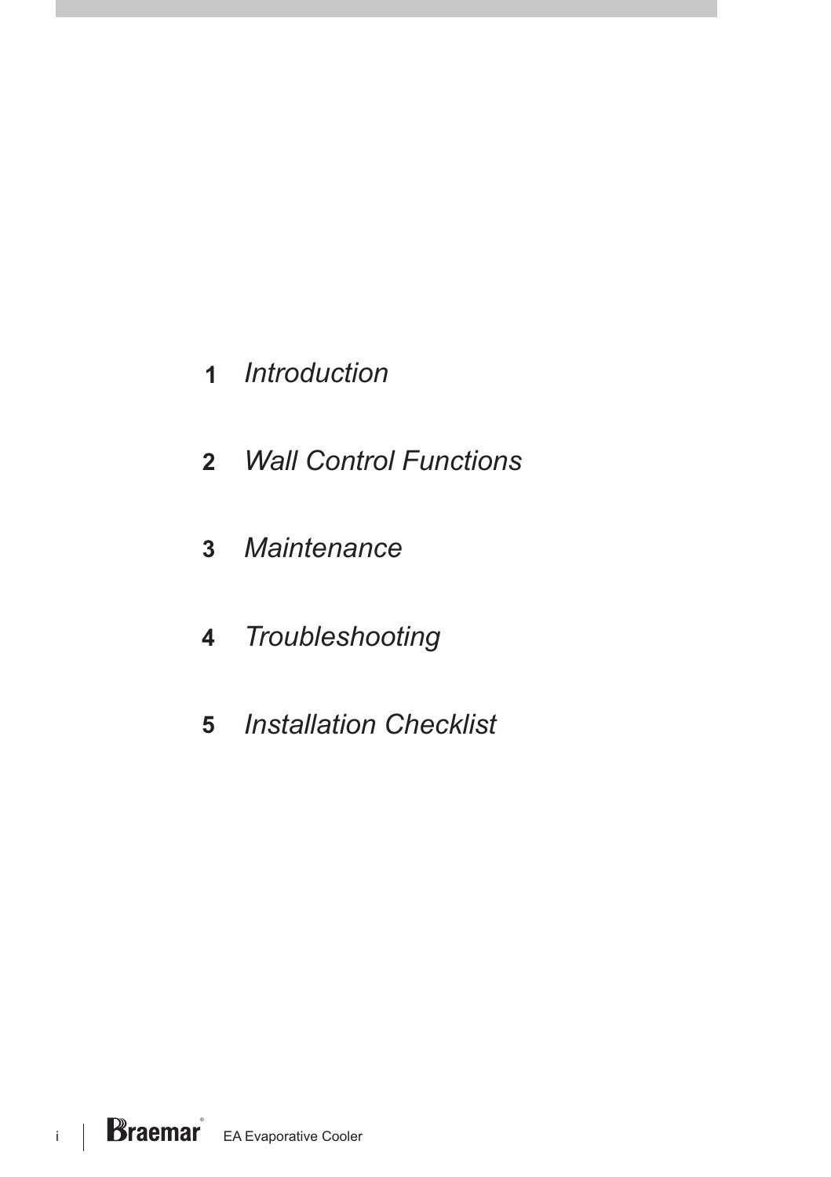1 *Introduction*

2 *Wall Control Functions*

3 *Maintenance*

4 *Troubleshooting*

5 *Installation Checklist*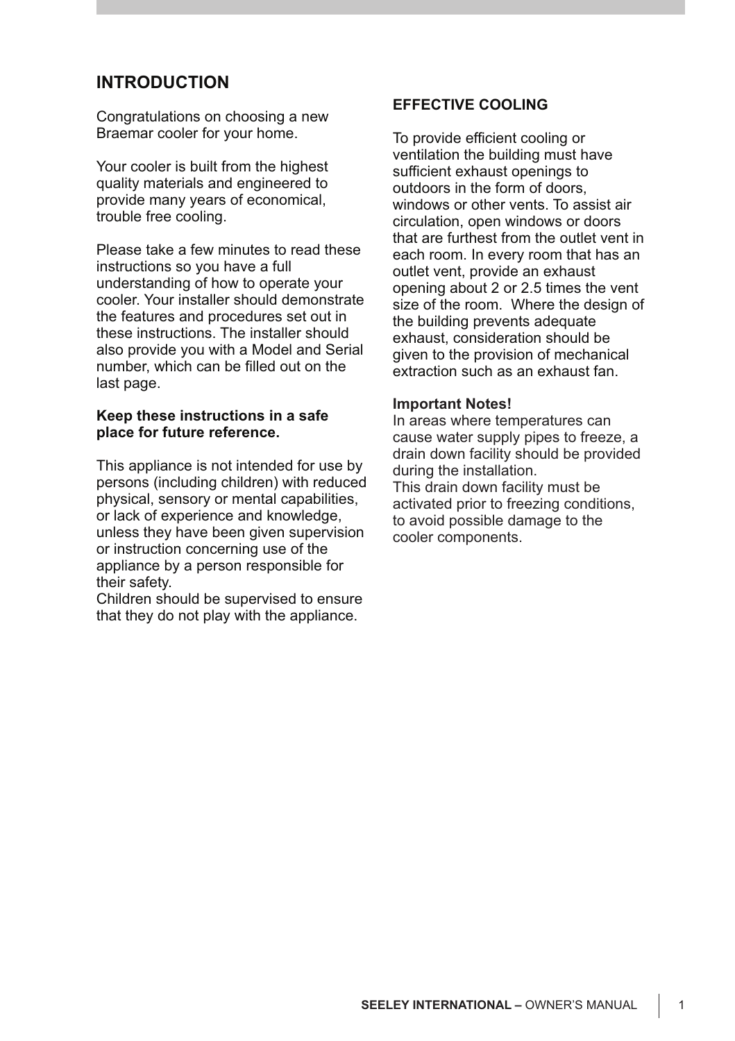# INTRODUCTION

Congratulations on choosing a new Braemar cooler for your home.

Your cooler is built from the highest quality materials and engineered to provide many years of economical, trouble free cooling.

Please take a few minutes to read these instructions so you have a full understanding of how to operate your cooler. Your installer should demonstrate the features and procedures set out in these instructions. The installer should also provide you with a Model and Serial number, which can be filled out on the last page.

**Keep these instructions in a safe place for future reference.**

This appliance is not intended for use by persons (including children) with reduced physical, sensory or mental capabilities, or lack of experience and knowledge, unless they have been given supervision or instruction concerning use of the appliance by a person responsible for their safety.
Children should be supervised to ensure that they do not play with the appliance.

## EFFECTIVE COOLING

To provide efficient cooling or ventilation the building must have sufficient exhaust openings to outdoors in the form of doors, windows or other vents. To assist air circulation, open windows or doors that are furthest from the outlet vent in each room. In every room that has an outlet vent, provide an exhaust opening about 2 or 2.5 times the vent size of the room. Where the design of the building prevents adequate exhaust, consideration should be given to the provision of mechanical extraction such as an exhaust fan.

**Important Notes!**
In areas where temperatures can cause water supply pipes to freeze, a drain down facility should be provided during the installation.
This drain down facility must be activated prior to freezing conditions, to avoid possible damage to the cooler components.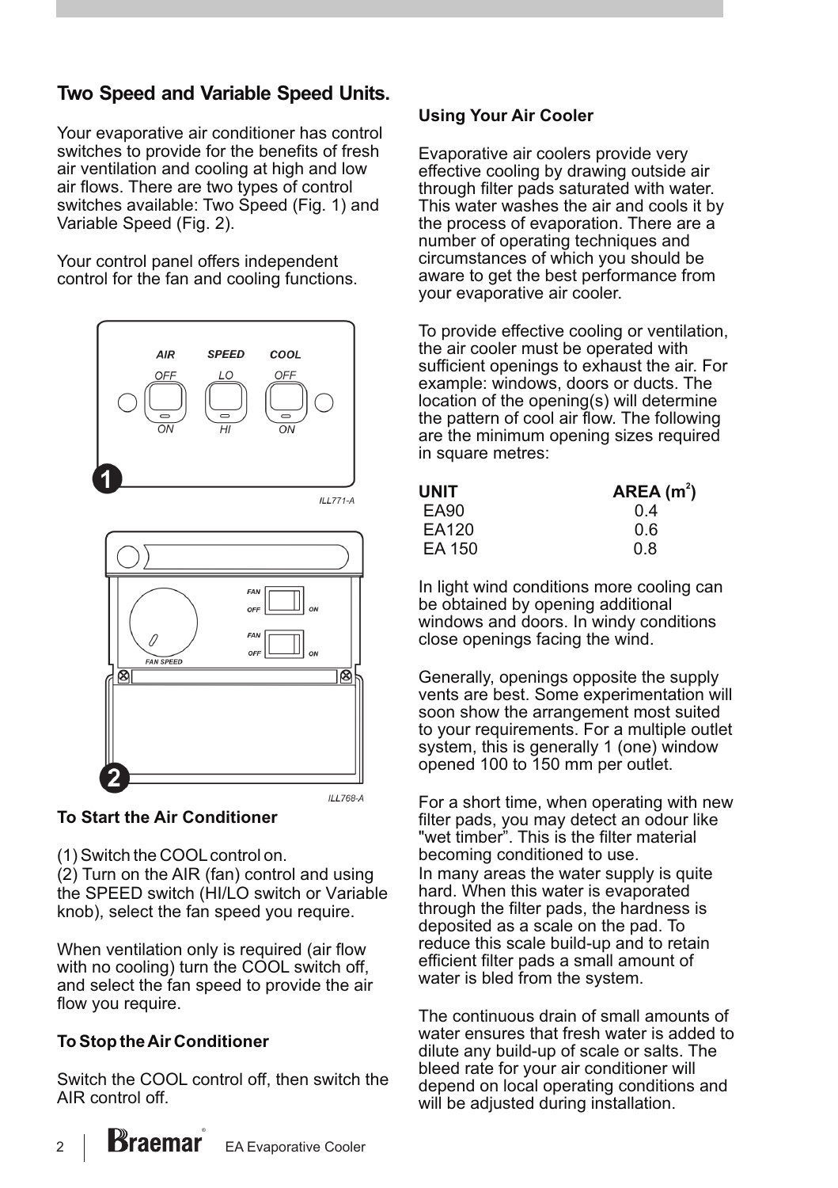## Two Speed and Variable Speed Units.

Your evaporative air conditioner has control switches to provide for the benefits of fresh air ventilation and cooling at high and low air flows. There are two types of control switches available: Two Speed (Fig. 1) and Variable Speed (Fig. 2).

Your control panel offers independent control for the fan and cooling functions.

AIR SPEED COOL
OFF LO OFF
ON HI ON
1
ILL771-A

FAN OFF ON
FAN OFF ON
FAN SPEED
2
ILL768-A

### To Start the Air Conditioner

(1) Switch the COOL control on.
(2) Turn on the AIR (fan) control and using the SPEED switch (HI/LO switch or Variable knob), select the fan speed you require.

When ventilation only is required (air flow with no cooling) turn the COOL switch off, and select the fan speed to provide the air flow you require.

### To Stop the Air Conditioner

Switch the COOL control off, then switch the AIR control off.

### Using Your Air Cooler

Evaporative air coolers provide very effective cooling by drawing outside air through filter pads saturated with water. This water washes the air and cools it by the process of evaporation. There are a number of operating techniques and circumstances of which you should be aware to get the best performance from your evaporative air cooler.

To provide effective cooling or ventilation, the air cooler must be operated with sufficient openings to exhaust the air. For example: windows, doors or ducts. The location of the opening(s) will determine the pattern of cool air flow. The following are the minimum opening sizes required in square metres:

| UNIT | AREA ($m^2$) |
|---|---|
| EA90 | 0.4 |
| EA120 | 0.6 |
| EA 150 | 0.8 |

In light wind conditions more cooling can be obtained by opening additional windows and doors. In windy conditions close openings facing the wind.

Generally, openings opposite the supply vents are best. Some experimentation will soon show the arrangement most suited to your requirements. For a multiple outlet system, this is generally 1 (one) window opened 100 to 150 mm per outlet.

For a short time, when operating with new filter pads, you may detect an odour like "wet timber". This is the filter material becoming conditioned to use.
In many areas the water supply is quite hard. When this water is evaporated through the filter pads, the hardness is deposited as a scale on the pad. To reduce this scale build-up and to retain efficient filter pads a small amount of water is bled from the system.

The continuous drain of small amounts of water ensures that fresh water is added to dilute any build-up of scale or salts. The bleed rate for your air conditioner will depend on local operating conditions and will be adjusted during installation.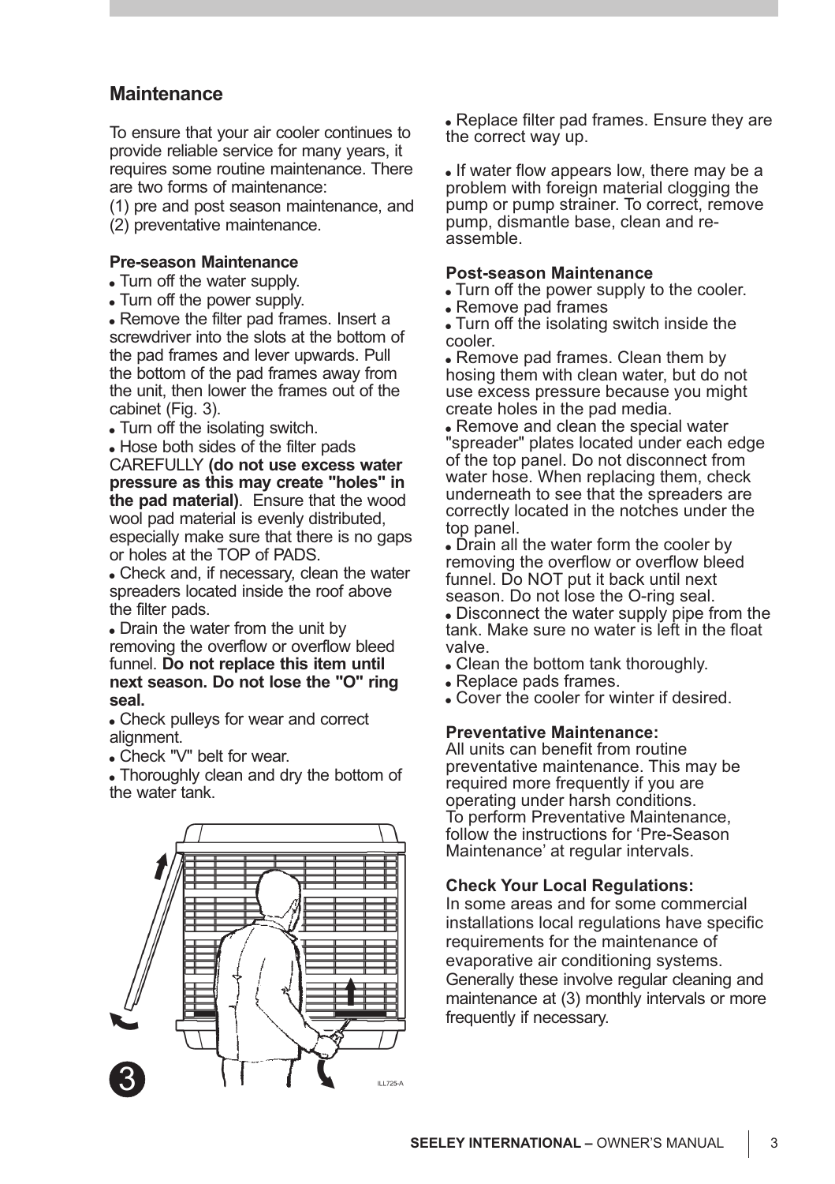## Maintenance

To ensure that your air cooler continues to provide reliable service for many years, it requires some routine maintenance. There are two forms of maintenance:

(1) pre and post season maintenance, and

(2) preventative maintenance.

### Pre-season Maintenance

- Turn off the water supply.
- Turn off the power supply.
- Remove the filter pad frames. Insert a screwdriver into the slots at the bottom of the pad frames and lever upwards. Pull the bottom of the pad frames away from the unit, then lower the frames out of the cabinet (Fig. 3).
- Turn off the isolating switch.
- Hose both sides of the filter pads CAREFULLY **(do not use excess water pressure as this may create "holes" in the pad material)**. Ensure that the wood wool pad material is evenly distributed, especially make sure that there is no gaps or holes at the TOP of PADS.
- Check and, if necessary, clean the water spreaders located inside the roof above the filter pads.
- Drain the water from the unit by removing the overflow or overflow bleed funnel. **Do not replace this item until next season. Do not lose the "O" ring seal.**
- Check pulleys for wear and correct alignment.
- Check "V" belt for wear.
- Thoroughly clean and dry the bottom of the water tank.

ILL725-A

3

- Replace filter pad frames. Ensure they are the correct way up.
- If water flow appears low, there may be a problem with foreign material clogging the pump or pump strainer. To correct, remove pump, dismantle base, clean and re-assemble.

### Post-season Maintenance

- Turn off the power supply to the cooler.
- Remove pad frames
- Turn off the isolating switch inside the cooler.
- Remove pad frames. Clean them by hosing them with clean water, but do not use excess pressure because you might create holes in the pad media.
- Remove and clean the special water "spreader" plates located under each edge of the top panel. Do not disconnect from water hose. When replacing them, check underneath to see that the spreaders are correctly located in the notches under the top panel.
- Drain all the water form the cooler by removing the overflow or overflow bleed funnel. Do NOT put it back until next season. Do not lose the O-ring seal.
- Disconnect the water supply pipe from the tank. Make sure no water is left in the float valve.
- Clean the bottom tank thoroughly.
- Replace pads frames.
- Cover the cooler for winter if desired.

### Preventative Maintenance:

All units can benefit from routine preventative maintenance. This may be required more frequently if you are operating under harsh conditions.
To perform Preventative Maintenance, follow the instructions for 'Pre-Season Maintenance' at regular intervals.

### Check Your Local Regulations:

In some areas and for some commercial installations local regulations have specific requirements for the maintenance of evaporative air conditioning systems. Generally these involve regular cleaning and maintenance at (3) monthly intervals or more frequently if necessary.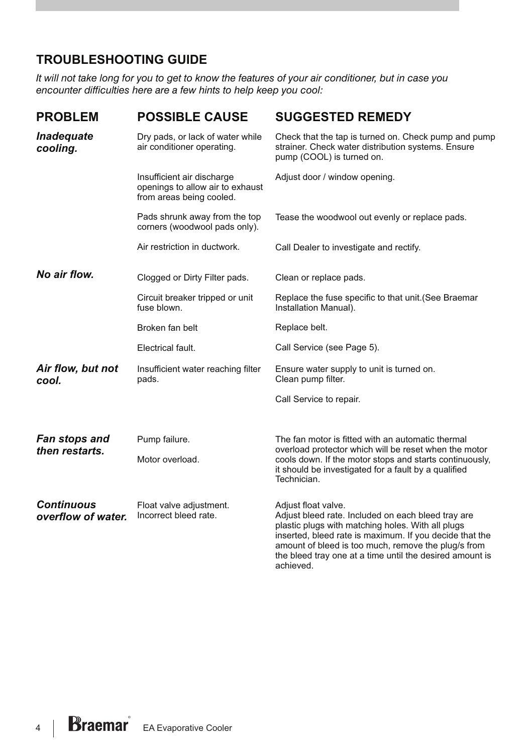## TROUBLESHOOTING GUIDE

*It will not take long for you to get to know the features of your air conditioner, but in case you encounter difficulties here are a few hints to help keep you cool:*

| PROBLEM | POSSIBLE CAUSE | SUGGESTED REMEDY |
|---|---|---|
| ***Inadequate cooling.*** | Dry pads, or lack of water while air conditioner operating. | Check that the tap is turned on. Check pump and pump strainer. Check water distribution systems. Ensure pump (COOL) is turned on. |
| | Insufficient air discharge openings to allow air to exhaust from areas being cooled. | Adjust door / window opening. |
| | Pads shrunk away from the top corners (woodwool pads only). | Tease the woodwool out evenly or replace pads. |
| | Air restriction in ductwork. | Call Dealer to investigate and rectify. |
| ***No air flow.*** | Clogged or Dirty Filter pads. | Clean or replace pads. |
| | Circuit breaker tripped or unit fuse blown. | Replace the fuse specific to that unit.(See Braemar Installation Manual). |
| | Broken fan belt | Replace belt. |
| | Electrical fault. | Call Service (see Page 5). |
| ***Air flow, but not cool.*** | Insufficient water reaching filter pads. | Ensure water supply to unit is turned on. Clean pump filter. |
| | | Call Service to repair. |
| ***Fan stops and then restarts.*** | Pump failure. Motor overload. | The fan motor is fitted with an automatic thermal overload protector which will be reset when the motor cools down. If the motor stops and starts continuously, it should be investigated for a fault by a qualified Technician. |
| ***Continuous overflow of water.*** | Float valve adjustment. Incorrect bleed rate. | Adjust float valve. Adjust bleed rate. Included on each bleed tray are plastic plugs with matching holes. With all plugs inserted, bleed rate is maximum. If you decide that the amount of bleed is too much, remove the plug/s from the bleed tray one at a time until the desired amount is achieved. |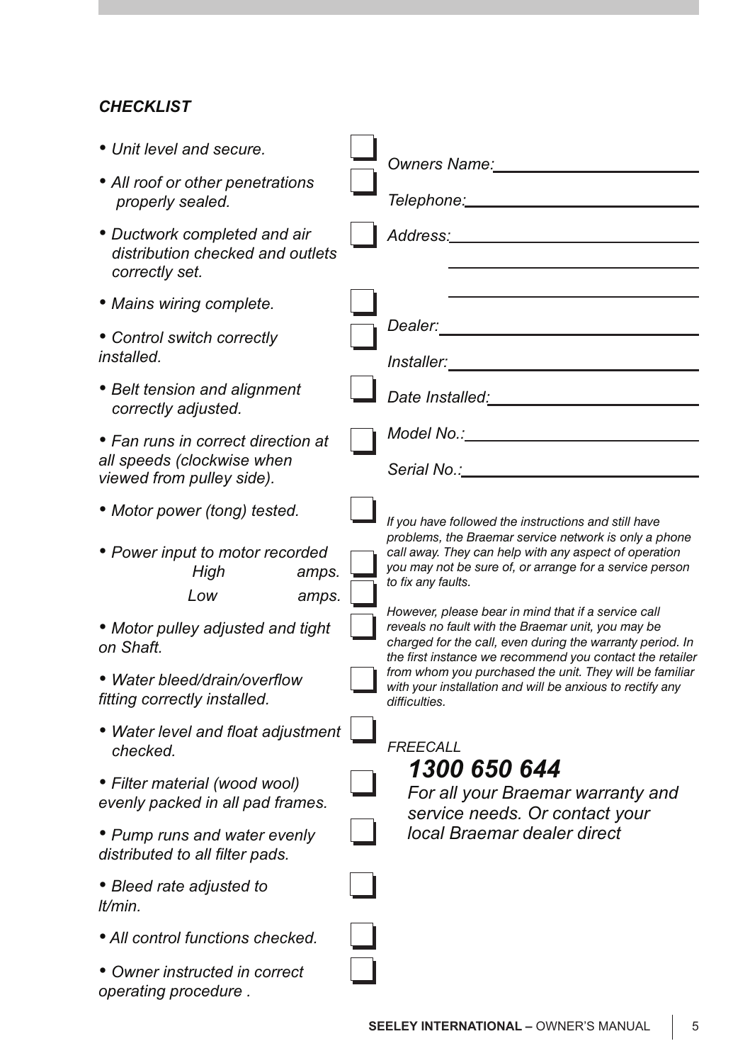### *CHECKLIST*

- *Unit level and secure.* ☐
- *All roof or other penetrations properly sealed.* ☐
- *Ductwork completed and air distribution checked and outlets correctly set.* ☐
- *Mains wiring complete.* ☐
- *Control switch correctly installed.* ☐
- *Belt tension and alignment correctly adjusted.* ☐
- *Fan runs in correct direction at all speeds (clockwise when viewed from pulley side).* ☐
- *Motor power (tong) tested.* ☐
- *Power input to motor recorded*
  - *High amps.* ☐
  - *Low amps.* ☐
- *Motor pulley adjusted and tight on Shaft.* ☐
- *Water bleed/drain/overflow fitting correctly installed.* ☐
- *Water level and float adjustment checked.* ☐
- *Filter material (wood wool) evenly packed in all pad frames.* ☐
- *Pump runs and water evenly distributed to all filter pads.* ☐
- *Bleed rate adjusted to lt/min.* ☐
- *All control functions checked.* ☐
- *Owner instructed in correct operating procedure .* ☐

*Owners Name:*\_\_\_\_\_\_\_\_\_\_\_\_\_\_\_\_\_\_\_\_\_\_\_\_

*Telephone:*\_\_\_\_\_\_\_\_\_\_\_\_\_\_\_\_\_\_\_\_\_\_\_\_

*Address:*\_\_\_\_\_\_\_\_\_\_\_\_\_\_\_\_\_\_\_\_\_\_\_\_

\_\_\_\_\_\_\_\_\_\_\_\_\_\_\_\_\_\_\_\_\_\_\_\_

\_\_\_\_\_\_\_\_\_\_\_\_\_\_\_\_\_\_\_\_\_\_\_\_

*Dealer:*\_\_\_\_\_\_\_\_\_\_\_\_\_\_\_\_\_\_\_\_\_\_\_\_

*Installer:*\_\_\_\_\_\_\_\_\_\_\_\_\_\_\_\_\_\_\_\_\_\_\_\_

*Date Installed:*\_\_\_\_\_\_\_\_\_\_\_\_\_\_\_\_\_\_\_\_\_\_\_\_

*Model No.:*\_\_\_\_\_\_\_\_\_\_\_\_\_\_\_\_\_\_\_\_\_\_\_\_

*Serial No.:*\_\_\_\_\_\_\_\_\_\_\_\_\_\_\_\_\_\_\_\_\_\_\_\_

*If you have followed the instructions and still have problems, the Braemar service network is only a phone call away. They can help with any aspect of operation you may not be sure of, or arrange for a service person to fix any faults.*

*However, please bear in mind that if a service call reveals no fault with the Braemar unit, you may be charged for the call, even during the warranty period. In the first instance we recommend you contact the retailer from whom you purchased the unit. They will be familiar with your installation and will be anxious to rectify any difficulties.*

*FREECALL*

## *1300 650 644*

*For all your Braemar warranty and service needs. Or contact your local Braemar dealer direct*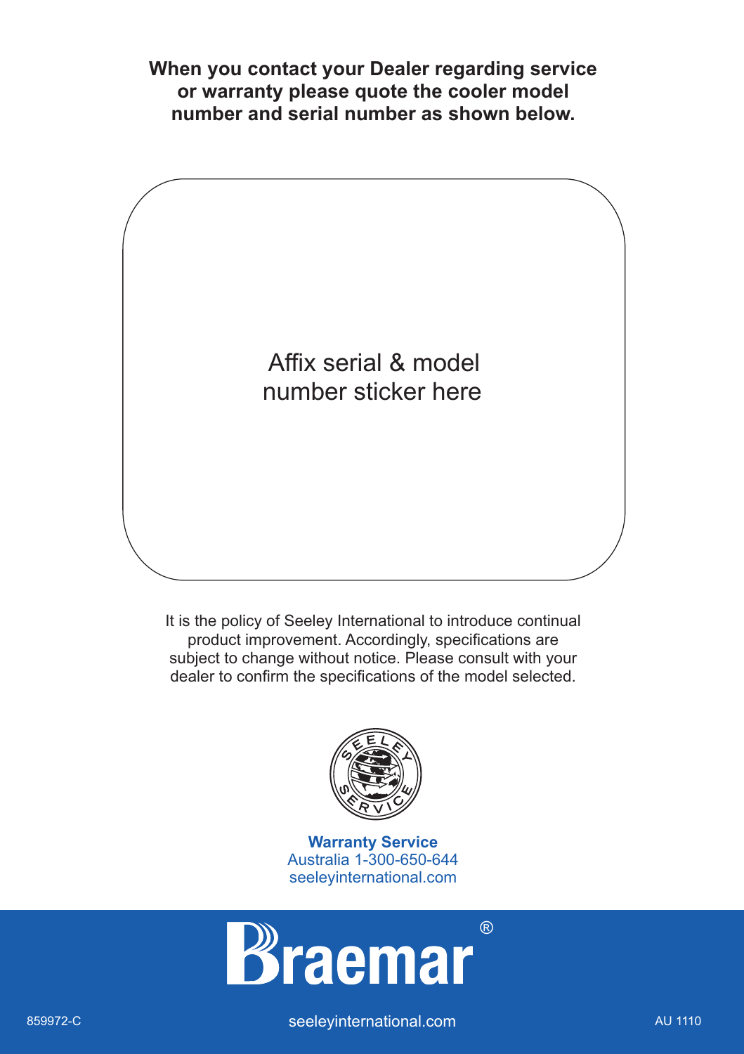**When you contact your Dealer regarding service or warranty please quote the cooler model number and serial number as shown below.**

Affix serial & model number sticker here

It is the policy of Seeley International to introduce continual product improvement. Accordingly, specifications are subject to change without notice. Please consult with your dealer to confirm the specifications of the model selected.

SEELEY SERVICE

**Warranty Service**
Australia 1-300-650-644
seeleyinternational.com

Braemar®

859972-C

seeleyinternational.com

AU 1110